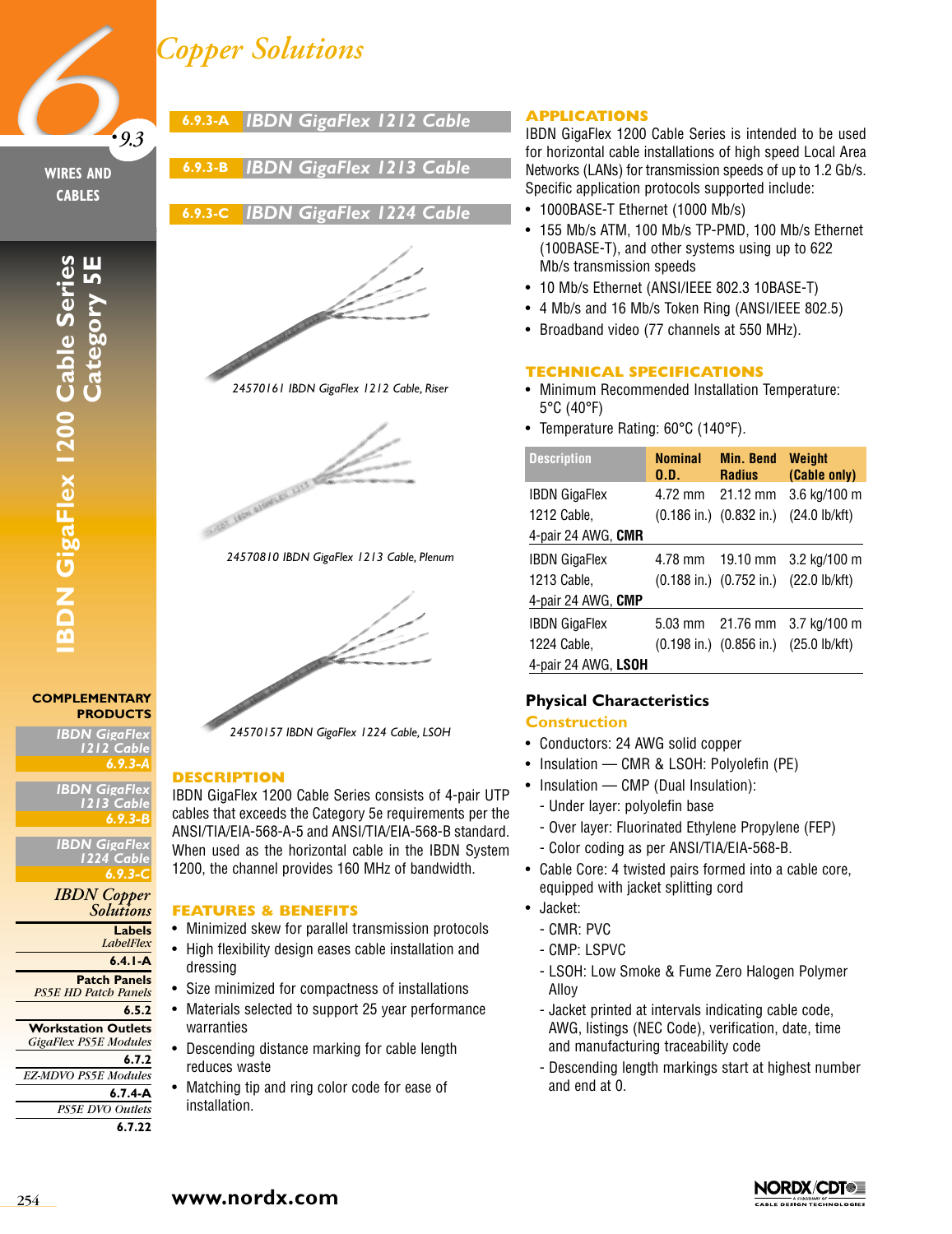# Copper Solutions

WIRES AND CABLES

IBDN GigaFlex 1200 Cable Series Category 5E

## 6.9.3-A IBDN GigaFlex 1212 Cable

## 6.9.3-B IBDN GigaFlex 1213 Cable

## 6.9.3-C IBDN GigaFlex 1224 Cable

*24570161 IBDN GigaFlex 1212 Cable, Riser*

*24570810 IBDN GigaFlex 1213 Cable, Plenum*

*24570157 IBDN GigaFlex 1224 Cable, LSOH*

### DESCRIPTION

IBDN GigaFlex 1200 Cable Series consists of 4-pair UTP cables that exceeds the Category 5e requirements per the ANSI/TIA/EIA-568-A-5 and ANSI/TIA/EIA-568-B standard. When used as the horizontal cable in the IBDN System 1200, the channel provides 160 MHz of bandwidth.

### FEATURES & BENEFITS

- Minimized skew for parallel transmission protocols
- High flexibility design eases cable installation and dressing
- Size minimized for compactness of installations
- Materials selected to support 25 year performance warranties
- Descending distance marking for cable length reduces waste
- Matching tip and ring color code for ease of installation.

### APPLICATIONS

IBDN GigaFlex 1200 Cable Series is intended to be used for horizontal cable installations of high speed Local Area Networks (LANs) for transmission speeds of up to 1.2 Gb/s. Specific application protocols supported include:

- 1000BASE-T Ethernet (1000 Mb/s)
- 155 Mb/s ATM, 100 Mb/s TP-PMD, 100 Mb/s Ethernet (100BASE-T), and other systems using up to 622 Mb/s transmission speeds
- 10 Mb/s Ethernet (ANSI/IEEE 802.3 10BASE-T)
- 4 Mb/s and 16 Mb/s Token Ring (ANSI/IEEE 802.5)
- Broadband video (77 channels at 550 MHz).

### TECHNICAL SPECIFICATIONS

- Minimum Recommended Installation Temperature: 5°C (40°F)
- Temperature Rating: 60°C (140°F).

| Description | Nominal O.D. | Min. Bend Radius | Weight (Cable only) |
|---|---|---|---|
| IBDN GigaFlex 1212 Cable, 4-pair 24 AWG, **CMR** | 4.72 mm (0.186 in.) | 21.12 mm (0.832 in.) | 3.6 kg/100 m (24.0 lb/kft) |
| IBDN GigaFlex 1213 Cable, 4-pair 24 AWG, **CMP** | 4.78 mm (0.188 in.) | 19.10 mm (0.752 in.) | 3.2 kg/100 m (22.0 lb/kft) |
| IBDN GigaFlex 1224 Cable, 4-pair 24 AWG, **LSOH** | 5.03 mm (0.198 in.) | 21.76 mm (0.856 in.) | 3.7 kg/100 m (25.0 lb/kft) |

### Physical Characteristics

#### Construction

- Conductors: 24 AWG solid copper
- Insulation — CMR & LSOH: Polyolefin (PE)
- Insulation — CMP (Dual Insulation):
  - Under layer: polyolefin base
  - Over layer: Fluorinated Ethylene Propylene (FEP)
  - Color coding as per ANSI/TIA/EIA-568-B.
- Cable Core: 4 twisted pairs formed into a cable core, equipped with jacket splitting cord
- Jacket:
  - CMR: PVC
  - CMP: LSPVC
  - LSOH: Low Smoke & Fume Zero Halogen Polymer Alloy
  - Jacket printed at intervals indicating cable code, AWG, listings (NEC Code), verification, date, time and manufacturing traceability code
  - Descending length markings start at highest number and end at 0.

### COMPLEMENTARY PRODUCTS

- *IBDN GigaFlex 1212 Cable* — 6.9.3-A
- *IBDN GigaFlex 1213 Cable* — 6.9.3-B
- *IBDN GigaFlex 1224 Cable* — 6.9.3-C

*IBDN Copper Solutions*

- **Labels** — *LabelFlex* — 6.4.1-A
- **Patch Panels** — *PS5E HD Patch Panels* — 6.5.2
- **Workstation Outlets** — *GigaFlex PS5E Modules* — 6.7.2
- *EZ-MDVO PS5E Modules* — 6.7.4-A
- *PS5E DVO Outlets* — 6.7.22

www.nordx.com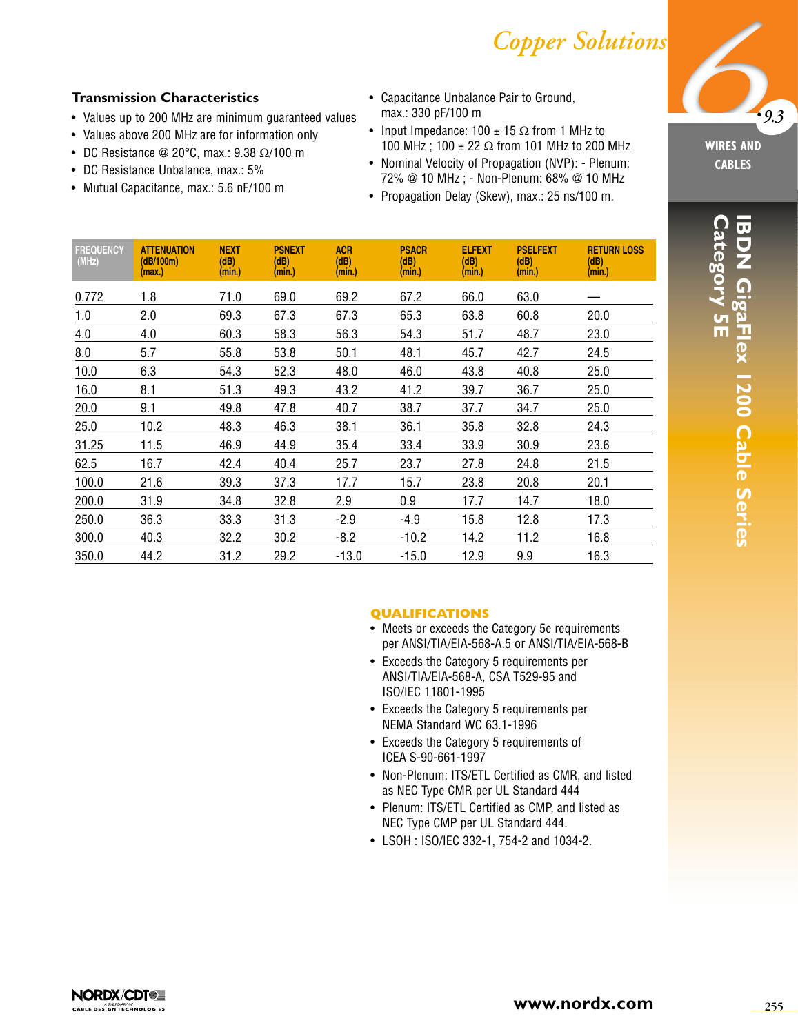### Transmission Characteristics

- Values up to 200 MHz are minimum guaranteed values
- Values above 200 MHz are for information only
- DC Resistance @ 20°C, max.: 9.38 Ω/100 m
- DC Resistance Unbalance, max.: 5%
- Mutual Capacitance, max.: 5.6 nF/100 m
- Capacitance Unbalance Pair to Ground, max.: 330 pF/100 m
- Input Impedance: 100 ± 15 Ω from 1 MHz to 100 MHz ; 100 ± 22 Ω from 101 MHz to 200 MHz
- Nominal Velocity of Propagation (NVP): - Plenum: 72% @ 10 MHz ; - Non-Plenum: 68% @ 10 MHz
- Propagation Delay (Skew), max.: 25 ns/100 m.

| FREQUENCY (MHz) | ATTENUATION (dB/100m) (max.) | NEXT (dB) (min.) | PSNEXT (dB) (min.) | ACR (dB) (min.) | PSACR (dB) (min.) | ELFEXT (dB) (min.) | PSELFEXT (dB) (min.) | RETURN LOSS (dB) (min.) |
|---|---|---|---|---|---|---|---|---|
| 0.772 | 1.8 | 71.0 | 69.0 | 69.2 | 67.2 | 66.0 | 63.0 | — |
| 1.0 | 2.0 | 69.3 | 67.3 | 67.3 | 65.3 | 63.8 | 60.8 | 20.0 |
| 4.0 | 4.0 | 60.3 | 58.3 | 56.3 | 54.3 | 51.7 | 48.7 | 23.0 |
| 8.0 | 5.7 | 55.8 | 53.8 | 50.1 | 48.1 | 45.7 | 42.7 | 24.5 |
| 10.0 | 6.3 | 54.3 | 52.3 | 48.0 | 46.0 | 43.8 | 40.8 | 25.0 |
| 16.0 | 8.1 | 51.3 | 49.3 | 43.2 | 41.2 | 39.7 | 36.7 | 25.0 |
| 20.0 | 9.1 | 49.8 | 47.8 | 40.7 | 38.7 | 37.7 | 34.7 | 25.0 |
| 25.0 | 10.2 | 48.3 | 46.3 | 38.1 | 36.1 | 35.8 | 32.8 | 24.3 |
| 31.25 | 11.5 | 46.9 | 44.9 | 35.4 | 33.4 | 33.9 | 30.9 | 23.6 |
| 62.5 | 16.7 | 42.4 | 40.4 | 25.7 | 23.7 | 27.8 | 24.8 | 21.5 |
| 100.0 | 21.6 | 39.3 | 37.3 | 17.7 | 15.7 | 23.8 | 20.8 | 20.1 |
| 200.0 | 31.9 | 34.8 | 32.8 | 2.9 | 0.9 | 17.7 | 14.7 | 18.0 |
| 250.0 | 36.3 | 33.3 | 31.3 | -2.9 | -4.9 | 15.8 | 12.8 | 17.3 |
| 300.0 | 40.3 | 32.2 | 30.2 | -8.2 | -10.2 | 14.2 | 11.2 | 16.8 |
| 350.0 | 44.2 | 31.2 | 29.2 | -13.0 | -15.0 | 12.9 | 9.9 | 16.3 |

### QUALIFICATIONS

- Meets or exceeds the Category 5e requirements per ANSI/TIA/EIA-568-A.5 or ANSI/TIA/EIA-568-B
- Exceeds the Category 5 requirements per ANSI/TIA/EIA-568-A, CSA T529-95 and ISO/IEC 11801-1995
- Exceeds the Category 5 requirements per NEMA Standard WC 63.1-1996
- Exceeds the Category 5 requirements of ICEA S-90-661-1997
- Non-Plenum: ITS/ETL Certified as CMR, and listed as NEC Type CMR per UL Standard 444
- Plenum: ITS/ETL Certified as CMP, and listed as NEC Type CMP per UL Standard 444.
- LSOH : ISO/IEC 332-1, 754-2 and 1034-2.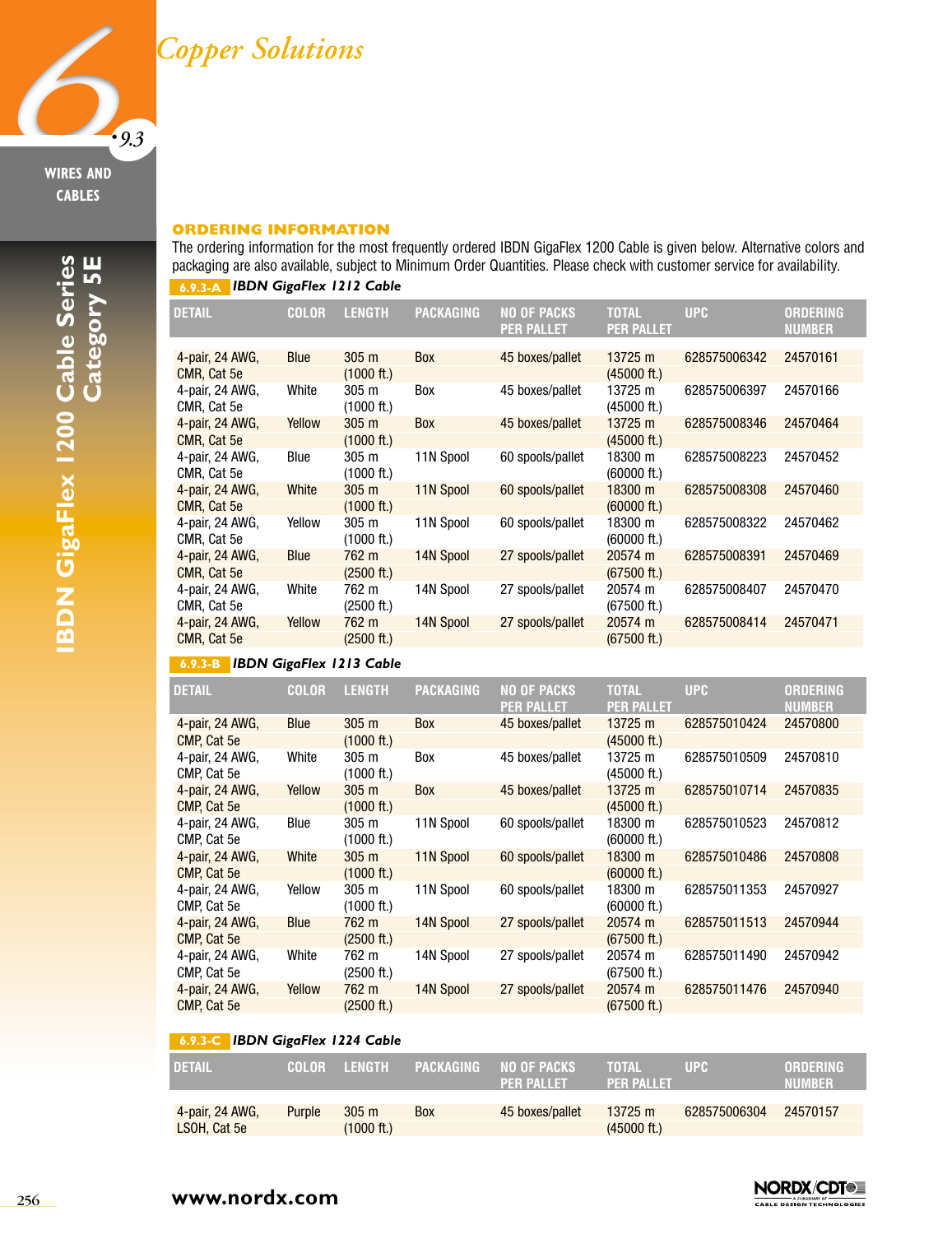# Copper Solutions

## ORDERING INFORMATION

The ordering information for the most frequently ordered IBDN GigaFlex 1200 Cable is given below. Alternative colors and packaging are also available, subject to Minimum Order Quantities. Please check with customer service for availability.

### 6.9.3-A *IBDN GigaFlex 1212 Cable*

| DETAIL | COLOR | LENGTH | PACKAGING | NO OF PACKS PER PALLET | TOTAL PER PALLET | UPC | ORDERING NUMBER |
|---|---|---|---|---|---|---|---|
| 4-pair, 24 AWG, CMR, Cat 5e | Blue | 305 m (1000 ft.) | Box | 45 boxes/pallet | 13725 m (45000 ft.) | 628575006342 | 24570161 |
| 4-pair, 24 AWG, CMR, Cat 5e | White | 305 m (1000 ft.) | Box | 45 boxes/pallet | 13725 m (45000 ft.) | 628575006397 | 24570166 |
| 4-pair, 24 AWG, CMR, Cat 5e | Yellow | 305 m (1000 ft.) | Box | 45 boxes/pallet | 13725 m (45000 ft.) | 628575008346 | 24570464 |
| 4-pair, 24 AWG, CMR, Cat 5e | Blue | 305 m (1000 ft.) | 11N Spool | 60 spools/pallet | 18300 m (60000 ft.) | 628575008223 | 24570452 |
| 4-pair, 24 AWG, CMR, Cat 5e | White | 305 m (1000 ft.) | 11N Spool | 60 spools/pallet | 18300 m (60000 ft.) | 628575008308 | 24570460 |
| 4-pair, 24 AWG, CMR, Cat 5e | Yellow | 305 m (1000 ft.) | 11N Spool | 60 spools/pallet | 18300 m (60000 ft.) | 628575008322 | 24570462 |
| 4-pair, 24 AWG, CMR, Cat 5e | Blue | 762 m (2500 ft.) | 14N Spool | 27 spools/pallet | 20574 m (67500 ft.) | 628575008391 | 24570469 |
| 4-pair, 24 AWG, CMR, Cat 5e | White | 762 m (2500 ft.) | 14N Spool | 27 spools/pallet | 20574 m (67500 ft.) | 628575008407 | 24570470 |
| 4-pair, 24 AWG, CMR, Cat 5e | Yellow | 762 m (2500 ft.) | 14N Spool | 27 spools/pallet | 20574 m (67500 ft.) | 628575008414 | 24570471 |

### 6.9.3-B *IBDN GigaFlex 1213 Cable*

| DETAIL | COLOR | LENGTH | PACKAGING | NO OF PACKS PER PALLET | TOTAL PER PALLET | UPC | ORDERING NUMBER |
|---|---|---|---|---|---|---|---|
| 4-pair, 24 AWG, CMP, Cat 5e | Blue | 305 m (1000 ft.) | Box | 45 boxes/pallet | 13725 m (45000 ft.) | 628575010424 | 24570800 |
| 4-pair, 24 AWG, CMP, Cat 5e | White | 305 m (1000 ft.) | Box | 45 boxes/pallet | 13725 m (45000 ft.) | 628575010509 | 24570810 |
| 4-pair, 24 AWG, CMP, Cat 5e | Yellow | 305 m (1000 ft.) | Box | 45 boxes/pallet | 13725 m (45000 ft.) | 628575010714 | 24570835 |
| 4-pair, 24 AWG, CMP, Cat 5e | Blue | 305 m (1000 ft.) | 11N Spool | 60 spools/pallet | 18300 m (60000 ft.) | 628575010523 | 24570812 |
| 4-pair, 24 AWG, CMP, Cat 5e | White | 305 m (1000 ft.) | 11N Spool | 60 spools/pallet | 18300 m (60000 ft.) | 628575010486 | 24570808 |
| 4-pair, 24 AWG, CMP, Cat 5e | Yellow | 305 m (1000 ft.) | 11N Spool | 60 spools/pallet | 18300 m (60000 ft.) | 628575011353 | 24570927 |
| 4-pair, 24 AWG, CMP, Cat 5e | Blue | 762 m (2500 ft.) | 14N Spool | 27 spools/pallet | 20574 m (67500 ft.) | 628575011513 | 24570944 |
| 4-pair, 24 AWG, CMP, Cat 5e | White | 762 m (2500 ft.) | 14N Spool | 27 spools/pallet | 20574 m (67500 ft.) | 628575011490 | 24570942 |
| 4-pair, 24 AWG, CMP, Cat 5e | Yellow | 762 m (2500 ft.) | 14N Spool | 27 spools/pallet | 20574 m (67500 ft.) | 628575011476 | 24570940 |

### 6.9.3-C *IBDN GigaFlex 1224 Cable*

| DETAIL | COLOR | LENGTH | PACKAGING | NO OF PACKS PER PALLET | TOTAL PER PALLET | UPC | ORDERING NUMBER |
|---|---|---|---|---|---|---|---|
| 4-pair, 24 AWG, LSOH, Cat 5e | Purple | 305 m (1000 ft.) | Box | 45 boxes/pallet | 13725 m (45000 ft.) | 628575006304 | 24570157 |